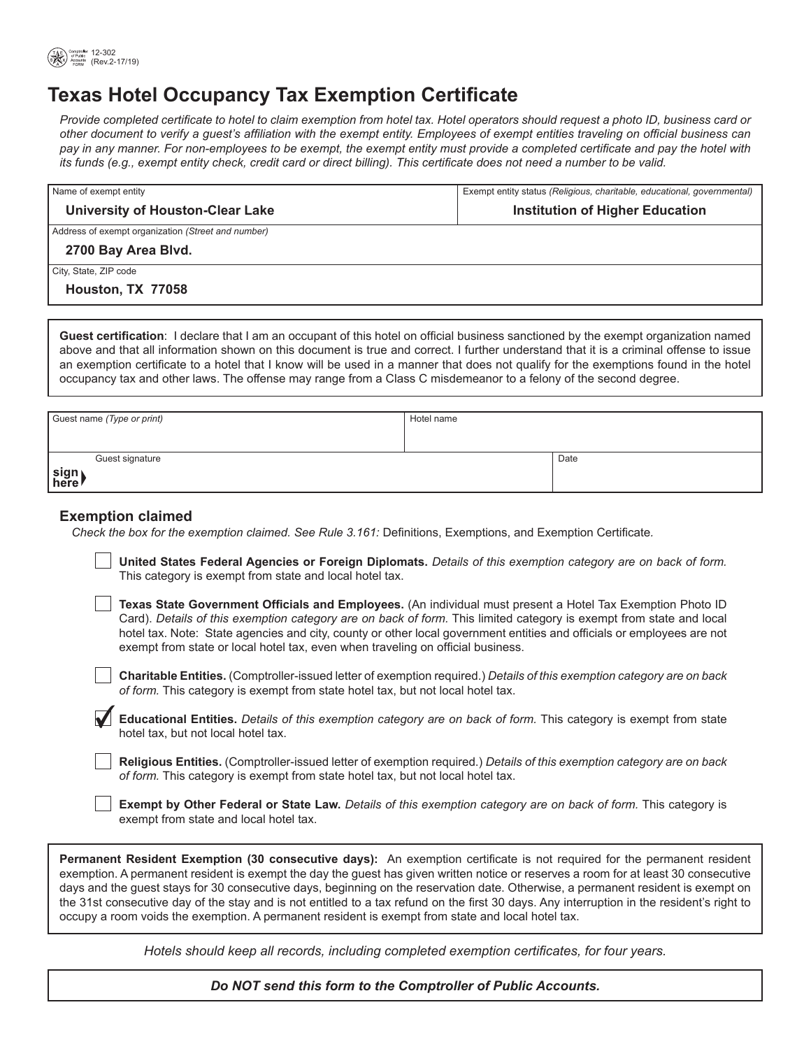12-302 (Rev.2-17/19)

# Texas Hotel Occupancy Tax Exemption Certificate

*Provide completed certificate to hotel to claim exemption from hotel tax. Hotel operators should request a photo ID, business card or other document to verify a guest's affiliation with the exempt entity. Employees of exempt entities traveling on official business can pay in any manner. For non-employees to be exempt, the exempt entity must provide a completed certificate and pay the hotel with its funds (e.g., exempt entity check, credit card or direct billing). This certificate does not need a number to be valid.*

| Name of exempt entity | Exempt entity status *(Religious, charitable, educational, governmental)* |
|---|---|
| **University of Houston-Clear Lake** | **Institution of Higher Education** |
| Address of exempt organization *(Street and number)* | |
| **2700 Bay Area Blvd.** | |
| City, State, ZIP code | |
| **Houston, TX 77058** | |

**Guest certification**: I declare that I am an occupant of this hotel on official business sanctioned by the exempt organization named above and that all information shown on this document is true and correct. I further understand that it is a criminal offense to issue an exemption certificate to a hotel that I know will be used in a manner that does not qualify for the exemptions found in the hotel occupancy tax and other laws. The offense may range from a Class C misdemeanor to a felony of the second degree.

| Guest name *(Type or print)* | Hotel name |
|---|---|
| | |
| Guest signature (sign here) | Date |
| | |

## Exemption claimed

*Check the box for the exemption claimed. See Rule 3.161:* Definitions, Exemptions, and Exemption Certificate.

- [ ] **United States Federal Agencies or Foreign Diplomats.** *Details of this exemption category are on back of form.* This category is exempt from state and local hotel tax.
- [ ] **Texas State Government Officials and Employees.** (An individual must present a Hotel Tax Exemption Photo ID Card). *Details of this exemption category are on back of form.* This limited category is exempt from state and local hotel tax. Note: State agencies and city, county or other local government entities and officials or employees are not exempt from state or local hotel tax, even when traveling on official business.
- [ ] **Charitable Entities.** (Comptroller-issued letter of exemption required.) *Details of this exemption category are on back of form.* This category is exempt from state hotel tax, but not local hotel tax.
- [x] **Educational Entities.** *Details of this exemption category are on back of form.* This category is exempt from state hotel tax, but not local hotel tax.
- [ ] **Religious Entities.** (Comptroller-issued letter of exemption required.) *Details of this exemption category are on back of form.* This category is exempt from state hotel tax, but not local hotel tax.
- [ ] **Exempt by Other Federal or State Law.** *Details of this exemption category are on back of form.* This category is exempt from state and local hotel tax.

**Permanent Resident Exemption (30 consecutive days):** An exemption certificate is not required for the permanent resident exemption. A permanent resident is exempt the day the guest has given written notice or reserves a room for at least 30 consecutive days and the guest stays for 30 consecutive days, beginning on the reservation date. Otherwise, a permanent resident is exempt on the 31st consecutive day of the stay and is not entitled to a tax refund on the first 30 days. Any interruption in the resident's right to occupy a room voids the exemption. A permanent resident is exempt from state and local hotel tax.

*Hotels should keep all records, including completed exemption certificates, for four years.*

***Do NOT send this form to the Comptroller of Public Accounts.***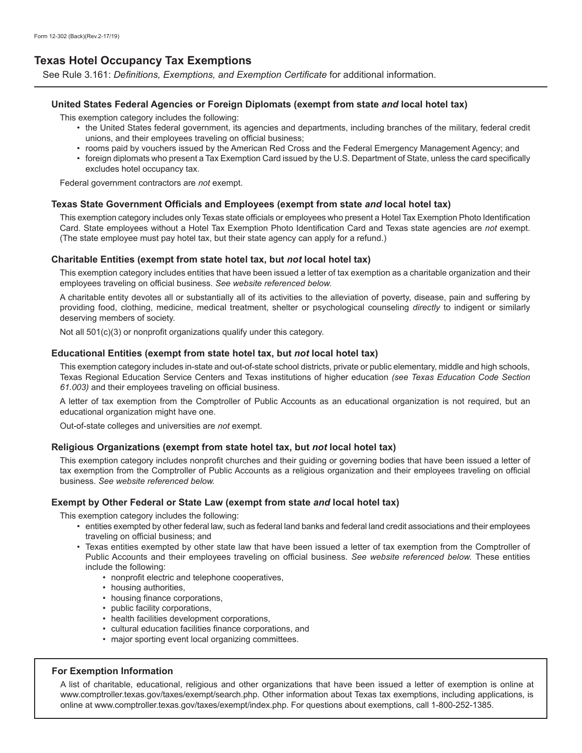Form 12-302 (Back)(Rev.2-17/19)

# Texas Hotel Occupancy Tax Exemptions

See Rule 3.161: *Definitions, Exemptions, and Exemption Certificate* for additional information.

### United States Federal Agencies or Foreign Diplomats (exempt from state *and* local hotel tax)

This exemption category includes the following:

- the United States federal government, its agencies and departments, including branches of the military, federal credit unions, and their employees traveling on official business;
- rooms paid by vouchers issued by the American Red Cross and the Federal Emergency Management Agency; and
- foreign diplomats who present a Tax Exemption Card issued by the U.S. Department of State, unless the card specifically excludes hotel occupancy tax.

Federal government contractors are *not* exempt.

### Texas State Government Officials and Employees (exempt from state *and* local hotel tax)

This exemption category includes only Texas state officials or employees who present a Hotel Tax Exemption Photo Identification Card. State employees without a Hotel Tax Exemption Photo Identification Card and Texas state agencies are *not* exempt. (The state employee must pay hotel tax, but their state agency can apply for a refund.)

### Charitable Entities (exempt from state hotel tax, but *not* local hotel tax)

This exemption category includes entities that have been issued a letter of tax exemption as a charitable organization and their employees traveling on official business. *See website referenced below.*

A charitable entity devotes all or substantially all of its activities to the alleviation of poverty, disease, pain and suffering by providing food, clothing, medicine, medical treatment, shelter or psychological counseling *directly* to indigent or similarly deserving members of society.

Not all 501(c)(3) or nonprofit organizations qualify under this category.

### Educational Entities (exempt from state hotel tax, but *not* local hotel tax)

This exemption category includes in-state and out-of-state school districts, private or public elementary, middle and high schools, Texas Regional Education Service Centers and Texas institutions of higher education *(see Texas Education Code Section 61.003)* and their employees traveling on official business.

A letter of tax exemption from the Comptroller of Public Accounts as an educational organization is not required, but an educational organization might have one.

Out-of-state colleges and universities are *not* exempt.

### Religious Organizations (exempt from state hotel tax, but *not* local hotel tax)

This exemption category includes nonprofit churches and their guiding or governing bodies that have been issued a letter of tax exemption from the Comptroller of Public Accounts as a religious organization and their employees traveling on official business. *See website referenced below.*

### Exempt by Other Federal or State Law (exempt from state *and* local hotel tax)

This exemption category includes the following:

- entities exempted by other federal law, such as federal land banks and federal land credit associations and their employees traveling on official business; and
- Texas entities exempted by other state law that have been issued a letter of tax exemption from the Comptroller of Public Accounts and their employees traveling on official business. *See website referenced below.* These entities include the following:
  - nonprofit electric and telephone cooperatives,
  - housing authorities,
  - housing finance corporations,
  - public facility corporations,
  - health facilities development corporations,
  - cultural education facilities finance corporations, and
  - major sporting event local organizing committees.

### For Exemption Information

A list of charitable, educational, religious and other organizations that have been issued a letter of exemption is online at www.comptroller.texas.gov/taxes/exempt/search.php. Other information about Texas tax exemptions, including applications, is online at www.comptroller.texas.gov/taxes/exempt/index.php. For questions about exemptions, call 1-800-252-1385.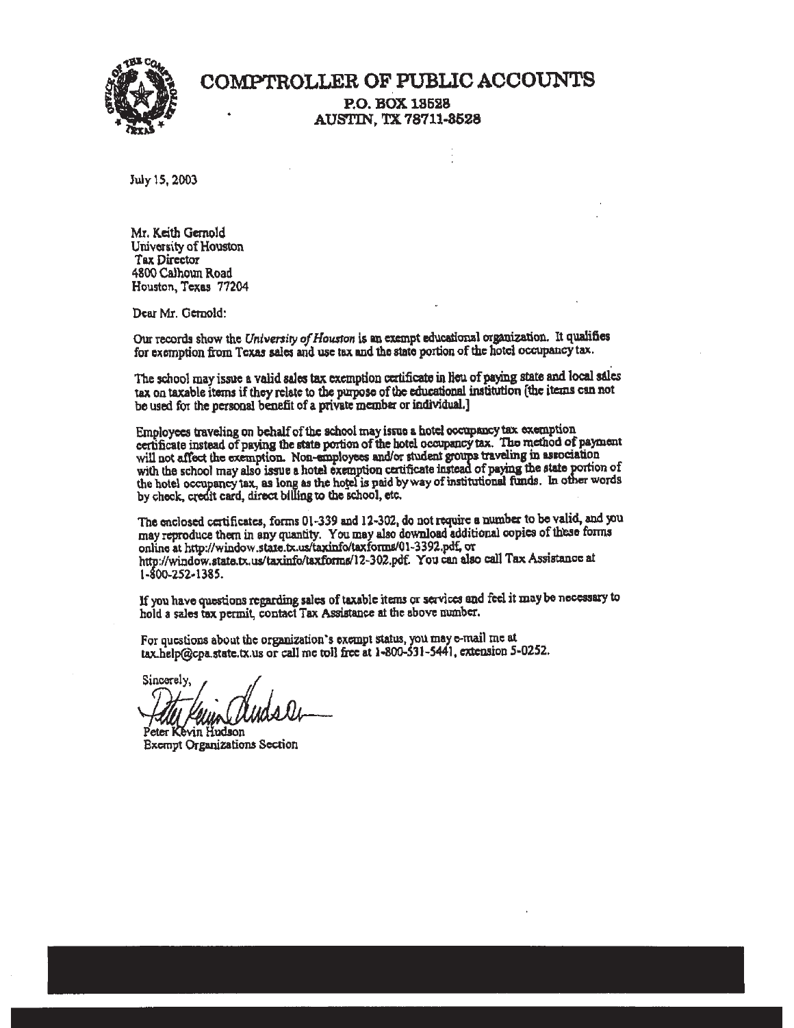# COMPTROLLER OF PUBLIC ACCOUNTS

P.O. BOX 13528
AUSTIN, TX 78711-3528

July 15, 2003

Mr. Keith Gernold
University of Houston
Tax Director
4800 Calhoun Road
Houston, Texas 77204

Dear Mr. Gernold:

Our records show the *University of Houston* is an exempt educational organization. It qualifies for exemption from Texas sales and use tax and the state portion of the hotel occupancy tax.

The school may issue a valid sales tax exemption certificate in lieu of paying state and local sales tax on taxable items if they relate to the purpose of the educational institution (the items can not be used for the personal benefit of a private member or individual.]

Employees traveling on behalf of the school may issue a hotel occupancy tax exemption certificate instead of paying the state portion of the hotel occupancy tax. The method of payment will not affect the exemption. Non-employees and/or student groups traveling in association with the school may also issue a hotel exemption certificate instead of paying the state portion of the hotel occupancy tax, as long as the hotel is paid by way of institutional funds. In other words by check, credit card, direct billing to the school, etc.

The enclosed certificates, forms 01-339 and 12-302, do not require a number to be valid, and you may reproduce them in any quantity. You may also download additional copies of these forms online at http://window.state.tx.us/taxinfo/taxforms/01-3392.pdf, or http://window.state.tx.us/taxinfo/taxforms/12-302.pdf. You can also call Tax Assistance at 1-800-252-1385.

If you have questions regarding sales of taxable items or services and feel it may be necessary to hold a sales tax permit, contact Tax Assistance at the above number.

For questions about the organization's exempt status, you may e-mail me at tax.help@cpa.state.tx.us or call me toll free at 1-800-531-5441, extension 5-0252.

Sincerely,

Peter Kevin Hudson
Exempt Organizations Section